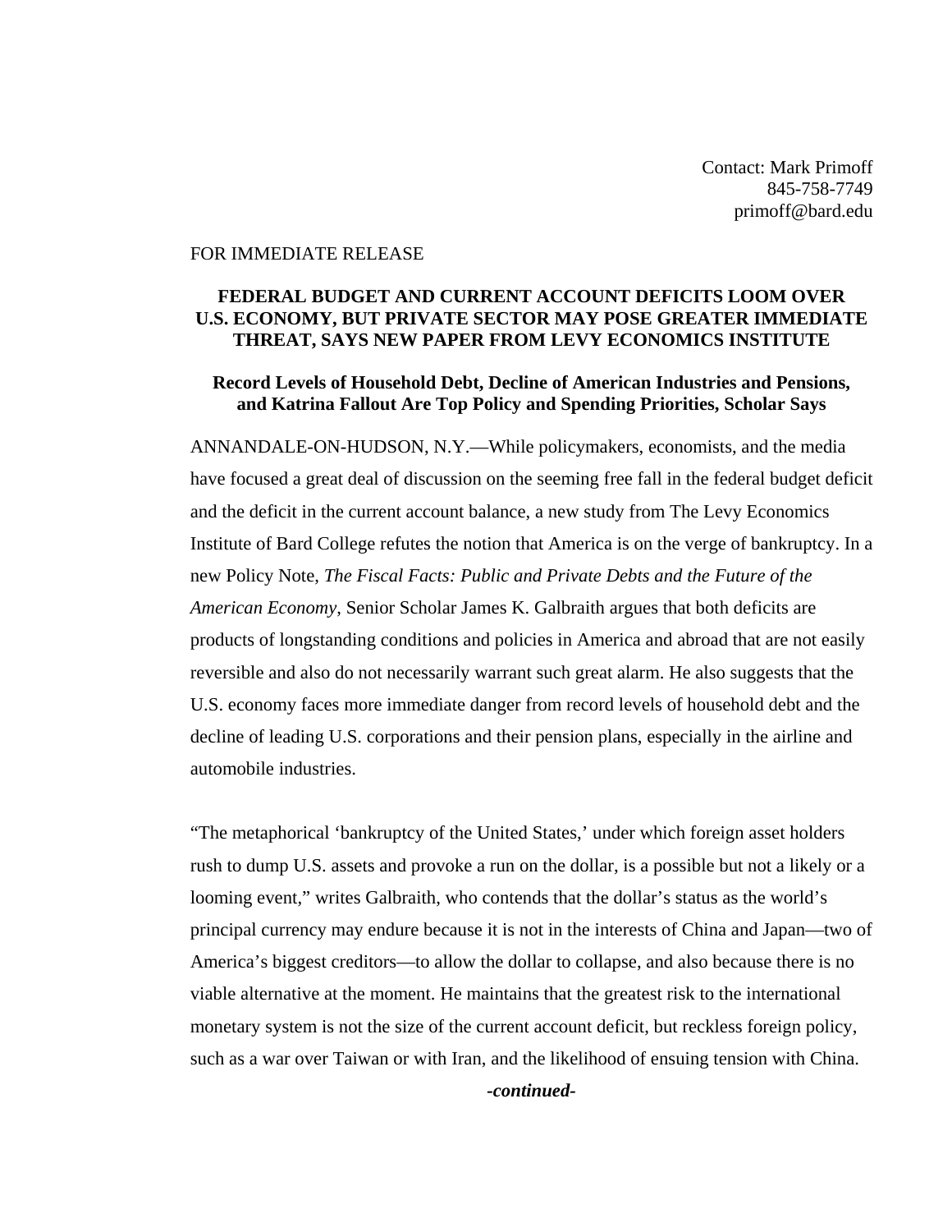Contact: Mark Primoff
845-758-7749
primoff@bard.edu

FOR IMMEDIATE RELEASE

**FEDERAL BUDGET AND CURRENT ACCOUNT DEFICITS LOOM OVER U.S. ECONOMY, BUT PRIVATE SECTOR MAY POSE GREATER IMMEDIATE THREAT, SAYS NEW PAPER FROM LEVY ECONOMICS INSTITUTE**

**Record Levels of Household Debt, Decline of American Industries and Pensions, and Katrina Fallout Are Top Policy and Spending Priorities, Scholar Says**

ANNANDALE-ON-HUDSON, N.Y.—While policymakers, economists, and the media have focused a great deal of discussion on the seeming free fall in the federal budget deficit and the deficit in the current account balance, a new study from The Levy Economics Institute of Bard College refutes the notion that America is on the verge of bankruptcy. In a new Policy Note, *The Fiscal Facts: Public and Private Debts and the Future of the American Economy*, Senior Scholar James K. Galbraith argues that both deficits are products of longstanding conditions and policies in America and abroad that are not easily reversible and also do not necessarily warrant such great alarm. He also suggests that the U.S. economy faces more immediate danger from record levels of household debt and the decline of leading U.S. corporations and their pension plans, especially in the airline and automobile industries.

"The metaphorical 'bankruptcy of the United States,' under which foreign asset holders rush to dump U.S. assets and provoke a run on the dollar, is a possible but not a likely or a looming event," writes Galbraith, who contends that the dollar's status as the world's principal currency may endure because it is not in the interests of China and Japan—two of America's biggest creditors—to allow the dollar to collapse, and also because there is no viable alternative at the moment. He maintains that the greatest risk to the international monetary system is not the size of the current account deficit, but reckless foreign policy, such as a war over Taiwan or with Iran, and the likelihood of ensuing tension with China.

***-continued-***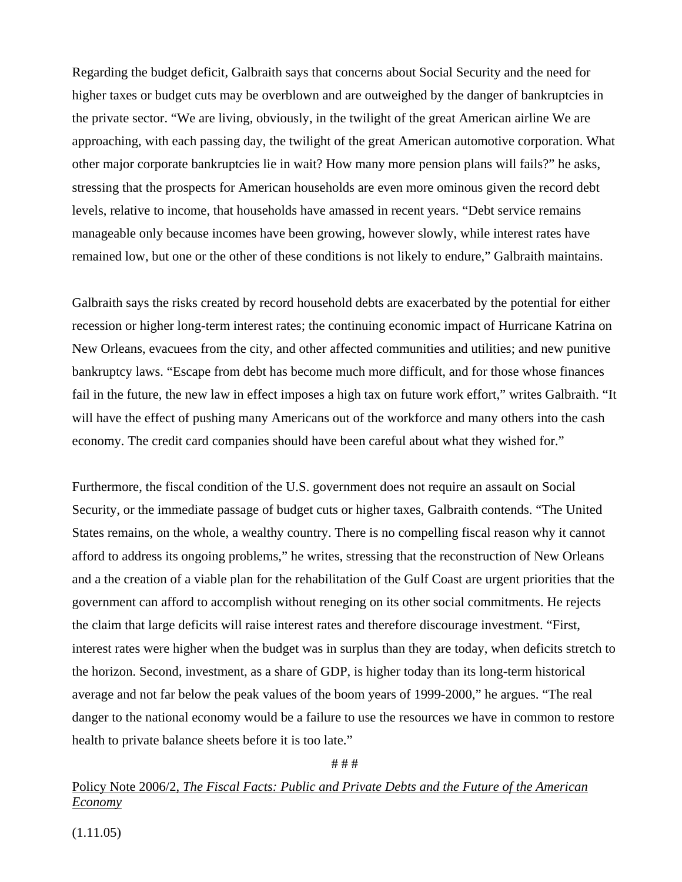Regarding the budget deficit, Galbraith says that concerns about Social Security and the need for higher taxes or budget cuts may be overblown and are outweighed by the danger of bankruptcies in the private sector. "We are living, obviously, in the twilight of the great American airline We are approaching, with each passing day, the twilight of the great American automotive corporation. What other major corporate bankruptcies lie in wait? How many more pension plans will fails?" he asks, stressing that the prospects for American households are even more ominous given the record debt levels, relative to income, that households have amassed in recent years. "Debt service remains manageable only because incomes have been growing, however slowly, while interest rates have remained low, but one or the other of these conditions is not likely to endure," Galbraith maintains.

Galbraith says the risks created by record household debts are exacerbated by the potential for either recession or higher long-term interest rates; the continuing economic impact of Hurricane Katrina on New Orleans, evacuees from the city, and other affected communities and utilities; and new punitive bankruptcy laws. "Escape from debt has become much more difficult, and for those whose finances fail in the future, the new law in effect imposes a high tax on future work effort," writes Galbraith. "It will have the effect of pushing many Americans out of the workforce and many others into the cash economy. The credit card companies should have been careful about what they wished for."

Furthermore, the fiscal condition of the U.S. government does not require an assault on Social Security, or the immediate passage of budget cuts or higher taxes, Galbraith contends. "The United States remains, on the whole, a wealthy country. There is no compelling fiscal reason why it cannot afford to address its ongoing problems," he writes, stressing that the reconstruction of New Orleans and a the creation of a viable plan for the rehabilitation of the Gulf Coast are urgent priorities that the government can afford to accomplish without reneging on its other social commitments. He rejects the claim that large deficits will raise interest rates and therefore discourage investment. "First, interest rates were higher when the budget was in surplus than they are today, when deficits stretch to the horizon. Second, investment, as a share of GDP, is higher today than its long-term historical average and not far below the peak values of the boom years of 1999-2000," he argues. "The real danger to the national economy would be a failure to use the resources we have in common to restore health to private balance sheets before it is too late."

# # #

Policy Note 2006/2, *The Fiscal Facts: Public and Private Debts and the Future of the American Economy*

(1.11.05)